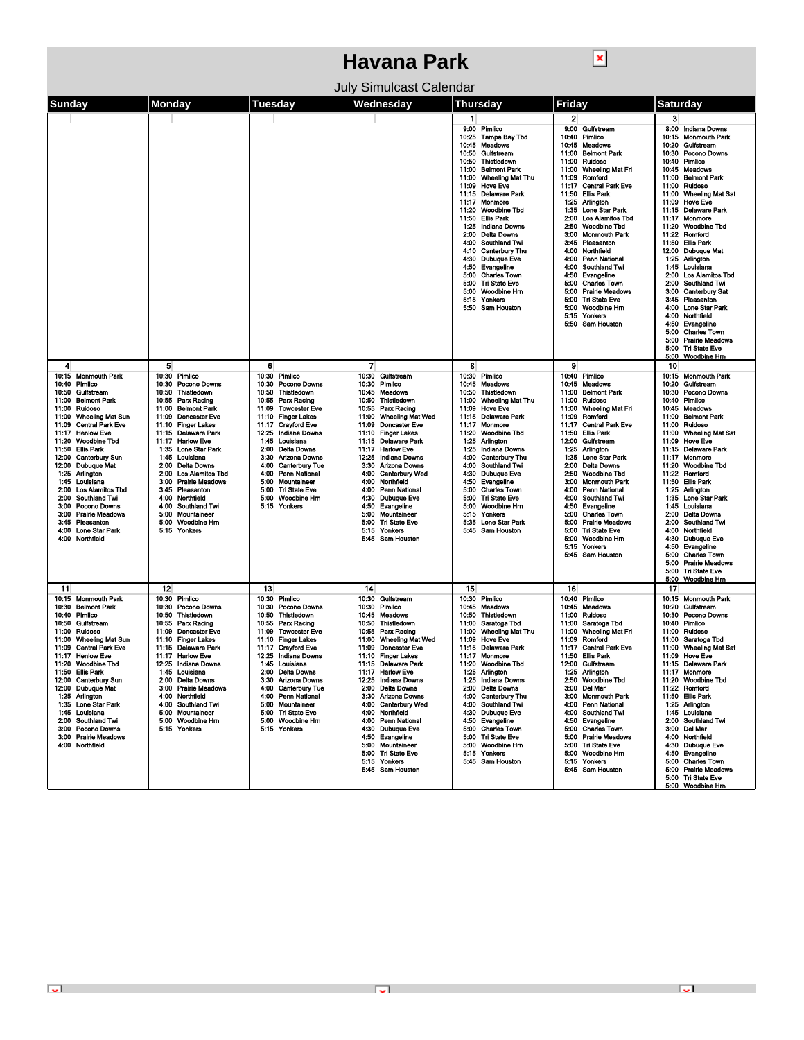# Havana Park

July Simulcast Calendar

| Sunday | Monday | Tuesday | Wednesday | Thursday | Friday | Saturday |
|---|---|---|---|---|---|---|
| | | | | **1**<br>9:00 Pimlico<br>10:25 Tampa Bay Tbd<br>10:45 Meadows<br>10:50 Gulfstream<br>10:50 Thistledown<br>11:00 Belmont Park<br>11:00 Wheeling Mat Thu<br>11:09 Hove Eve<br>11:15 Delaware Park<br>11:17 Monmore<br>11:20 Woodbine Tbd<br>11:50 Ellis Park<br>1:25 Indiana Downs<br>2:00 Delta Downs<br>4:00 Southland Twi<br>4:10 Canterbury Thu<br>4:30 Dubuque Eve<br>4:50 Evangeline<br>5:00 Charles Town<br>5:00 Tri State Eve<br>5:00 Woodbine Hrn<br>5:15 Yonkers<br>5:50 Sam Houston | **2**<br>9:00 Gulfstream<br>10:40 Pimlico<br>10:45 Meadows<br>11:00 Belmont Park<br>11:00 Wheeling Mat Fri<br>11:09 Romford<br>11:17 Central Park Eve<br>11:50 Ellis Park<br>1:25 Arlington<br>1:35 Lone Star Park<br>2:00 Los Alamitos Tbd<br>2:50 Woodbine Tbd<br>3:00 Monmouth Park<br>3:45 Pleasanton<br>4:00 Northfield<br>4:00 Penn National<br>4:00 Southland Twi<br>4:50 Evangeline<br>5:00 Charles Town<br>5:00 Prairie Meadows<br>5:00 Tri State Eve<br>5:00 Woodbine Hrn<br>5:15 Yonkers<br>5:50 Sam Houston | **3**<br>8:00 Indiana Downs<br>10:15 Monmouth Park<br>10:20 Gulfstream<br>10:30 Pocono Downs<br>10:40 Pimlico<br>10:45 Meadows<br>11:00 Belmont Park<br>11:00 Ruidoso<br>11:00 Wheeling Mat Sat<br>11:09 Hove Eve<br>11:15 Delaware Park<br>11:17 Monmore<br>11:20 Woodbine Tbd<br>11:22 Romford<br>11:50 Ellis Park<br>12:00 Dubuque Mat<br>1:25 Arlington<br>1:45 Louisiana<br>2:00 Los Alamitos Tbd<br>2:00 Southland Twi<br>3:00 Canterbury Sat<br>3:45 Pleasanton<br>4:00 Lone Star Park<br>4:00 Northfield<br>4:50 Evangeline<br>5:00 Charles Town<br>5:00 Prairie Meadows<br>5:00 Tri State Eve<br>5:00 Woodbine Hrn |
| **4**<br>10:15 Monmouth Park<br>10:40 Pimlico<br>10:50 Gulfstream<br>11:00 Belmont Park<br>11:00 Ruidoso<br>11:00 Wheeling Mat Sun<br>11:09 Central Park Eve<br>11:17 Henlow Eve<br>11:20 Woodbine Tbd<br>11:50 Ellis Park<br>12:00 Canterbury Sun<br>12:00 Dubuque Mat<br>1:25 Arlington<br>1:45 Louisiana<br>2:00 Los Alamitos Tbd<br>2:00 Southland Twi<br>3:00 Pocono Downs<br>3:00 Prairie Meadows<br>3:45 Pleasanton<br>4:00 Lone Star Park<br>4:00 Northfield | **5**<br>10:30 Pimlico<br>10:30 Pocono Downs<br>10:50 Thistledown<br>10:55 Parx Racing<br>11:00 Belmont Park<br>11:09 Doncaster Eve<br>11:10 Finger Lakes<br>11:15 Delaware Park<br>11:17 Harlow Eve<br>1:35 Lone Star Park<br>1:45 Louisiana<br>2:00 Delta Downs<br>2:00 Los Alamitos Tbd<br>3:00 Prairie Meadows<br>3:45 Pleasanton<br>4:00 Northfield<br>4:00 Southland Twi<br>5:00 Mountaineer<br>5:00 Woodbine Hrn<br>5:15 Yonkers | **6**<br>10:30 Pimlico<br>10:30 Pocono Downs<br>10:50 Thistledown<br>10:55 Parx Racing<br>11:09 Towcester Eve<br>11:10 Finger Lakes<br>11:17 Crayford Eve<br>12:25 Indiana Downs<br>1:45 Louisiana<br>2:00 Delta Downs<br>3:30 Arizona Downs<br>4:00 Canterbury Tue<br>4:00 Penn National<br>5:00 Mountaineer<br>5:00 Tri State Eve<br>5:00 Woodbine Hrn<br>5:15 Yonkers | **7**<br>10:30 Gulfstream<br>10:30 Pimlico<br>10:45 Meadows<br>10:50 Thistledown<br>10:55 Parx Racing<br>11:00 Wheeling Mat Wed<br>11:09 Doncaster Eve<br>11:10 Finger Lakes<br>11:15 Delaware Park<br>11:17 Harlow Eve<br>12:25 Indiana Downs<br>3:30 Arizona Downs<br>4:00 Canterbury Wed<br>4:00 Northfield<br>4:00 Penn National<br>4:30 Dubuque Eve<br>4:50 Evangeline<br>5:00 Mountaineer<br>5:00 Tri State Eve<br>5:15 Yonkers<br>5:45 Sam Houston | **8**<br>10:30 Pimlico<br>10:45 Meadows<br>10:50 Thistledown<br>11:00 Wheeling Mat Thu<br>11:09 Hove Eve<br>11:15 Delaware Park<br>11:17 Monmore<br>11:20 Woodbine Tbd<br>1:25 Arlington<br>1:25 Indiana Downs<br>4:00 Canterbury Thu<br>4:00 Southland Twi<br>4:30 Dubuque Eve<br>4:50 Evangeline<br>5:00 Charles Town<br>5:00 Tri State Eve<br>5:00 Woodbine Hrn<br>5:15 Yonkers<br>5:35 Lone Star Park<br>5:45 Sam Houston | **9**<br>10:40 Pimlico<br>10:45 Meadows<br>11:00 Belmont Park<br>11:00 Ruidoso<br>11:00 Wheeling Mat Fri<br>11:09 Romford<br>11:17 Central Park Eve<br>11:50 Ellis Park<br>12:00 Gulfstream<br>1:25 Arlington<br>1:35 Lone Star Park<br>2:00 Delta Downs<br>2:50 Woodbine Tbd<br>3:00 Monmouth Park<br>4:00 Penn National<br>4:00 Southland Twi<br>4:50 Evangeline<br>5:00 Charles Town<br>5:00 Prairie Meadows<br>5:00 Tri State Eve<br>5:00 Woodbine Hrn<br>5:15 Yonkers<br>5:45 Sam Houston | **10**<br>10:15 Monmouth Park<br>10:20 Gulfstream<br>10:30 Pocono Downs<br>10:40 Pimlico<br>10:45 Meadows<br>11:00 Belmont Park<br>11:00 Ruidoso<br>11:00 Wheeling Mat Sat<br>11:09 Hove Eve<br>11:15 Delaware Park<br>11:17 Monmore<br>11:20 Woodbine Tbd<br>11:22 Romford<br>11:50 Ellis Park<br>1:25 Arlington<br>1:35 Lone Star Park<br>1:45 Louisiana<br>2:00 Delta Downs<br>2:00 Southland Twi<br>4:00 Northfield<br>4:30 Dubuque Eve<br>4:50 Evangeline<br>5:00 Charles Town<br>5:00 Prairie Meadows<br>5:00 Tri State Eve<br>5:00 Woodbine Hrn |
| **11**<br>10:15 Monmouth Park<br>10:30 Belmont Park<br>10:40 Pimlico<br>10:50 Gulfstream<br>11:00 Ruidoso<br>11:00 Wheeling Mat Sun<br>11:09 Central Park Eve<br>11:17 Henlow Eve<br>11:20 Woodbine Tbd<br>11:50 Ellis Park<br>12:00 Canterbury Sun<br>12:00 Dubuque Mat<br>1:25 Arlington<br>1:35 Lone Star Park<br>1:45 Louisiana<br>2:00 Southland Twi<br>3:00 Pocono Downs<br>3:00 Prairie Meadows<br>4:00 Northfield | **12**<br>10:30 Pimlico<br>10:30 Pocono Downs<br>10:50 Thistledown<br>10:55 Parx Racing<br>11:09 Doncaster Eve<br>11:10 Finger Lakes<br>11:15 Delaware Park<br>11:17 Harlow Eve<br>12:25 Indiana Downs<br>1:45 Louisiana<br>2:00 Delta Downs<br>3:00 Prairie Meadows<br>4:00 Northfield<br>4:00 Southland Twi<br>5:00 Mountaineer<br>5:00 Woodbine Hrn<br>5:15 Yonkers | **13**<br>10:30 Pimlico<br>10:30 Pocono Downs<br>10:50 Thistledown<br>10:55 Parx Racing<br>11:09 Towcester Eve<br>11:10 Finger Lakes<br>11:17 Crayford Eve<br>12:25 Indiana Downs<br>1:45 Louisiana<br>2:00 Delta Downs<br>3:30 Arizona Downs<br>4:00 Canterbury Tue<br>4:00 Penn National<br>5:00 Mountaineer<br>5:00 Tri State Eve<br>5:00 Woodbine Hrn<br>5:15 Yonkers | **14**<br>10:30 Gulfstream<br>10:30 Pimlico<br>10:45 Meadows<br>10:50 Thistledown<br>10:55 Parx Racing<br>11:00 Wheeling Mat Wed<br>11:09 Doncaster Eve<br>11:10 Finger Lakes<br>11:15 Delaware Park<br>11:17 Harlow Eve<br>12:25 Indiana Downs<br>2:00 Delta Downs<br>3:30 Arizona Downs<br>4:00 Canterbury Wed<br>4:00 Northfield<br>4:00 Penn National<br>4:30 Dubuque Eve<br>4:50 Evangeline<br>5:00 Mountaineer<br>5:00 Tri State Eve<br>5:15 Yonkers<br>5:45 Sam Houston | **15**<br>10:30 Pimlico<br>10:45 Meadows<br>10:50 Thistledown<br>11:00 Saratoga Tbd<br>11:00 Wheeling Mat Thu<br>11:09 Hove Eve<br>11:15 Delaware Park<br>11:17 Monmore<br>11:20 Woodbine Tbd<br>1:25 Arlington<br>1:25 Indiana Downs<br>2:00 Delta Downs<br>4:00 Canterbury Thu<br>4:00 Southland Twi<br>4:30 Dubuque Eve<br>4:50 Evangeline<br>5:00 Charles Town<br>5:00 Tri State Eve<br>5:00 Woodbine Hrn<br>5:15 Yonkers<br>5:45 Sam Houston | **16**<br>10:40 Pimlico<br>10:45 Meadows<br>11:00 Ruidoso<br>11:00 Saratoga Tbd<br>11:00 Wheeling Mat Fri<br>11:09 Romford<br>11:17 Central Park Eve<br>11:50 Ellis Park<br>12:00 Gulfstream<br>1:25 Arlington<br>2:50 Woodbine Tbd<br>3:00 Del Mar<br>3:00 Monmouth Park<br>4:00 Penn National<br>4:00 Southland Twi<br>4:50 Evangeline<br>5:00 Prairie Meadows<br>5:00 Tri State Eve<br>5:00 Woodbine Hrn<br>5:15 Yonkers<br>5:45 Sam Houston | **17**<br>10:15 Monmouth Park<br>10:20 Gulfstream<br>10:30 Pocono Downs<br>10:40 Pimlico<br>11:00 Ruidoso<br>11:00 Saratoga Tbd<br>11:00 Wheeling Mat Sat<br>11:09 Hove Eve<br>11:15 Delaware Park<br>11:17 Monmore<br>11:20 Woodbine Tbd<br>11:22 Romford<br>11:50 Ellis Park<br>1:25 Arlington<br>1:45 Louisiana<br>2:00 Southland Twi<br>3:00 Del Mar<br>4:00 Northfield<br>4:30 Dubuque Eve<br>4:50 Evangeline<br>5:00 Charles Town<br>5:00 Prairie Meadows<br>5:00 Tri State Eve<br>5:00 Woodbine Hrn |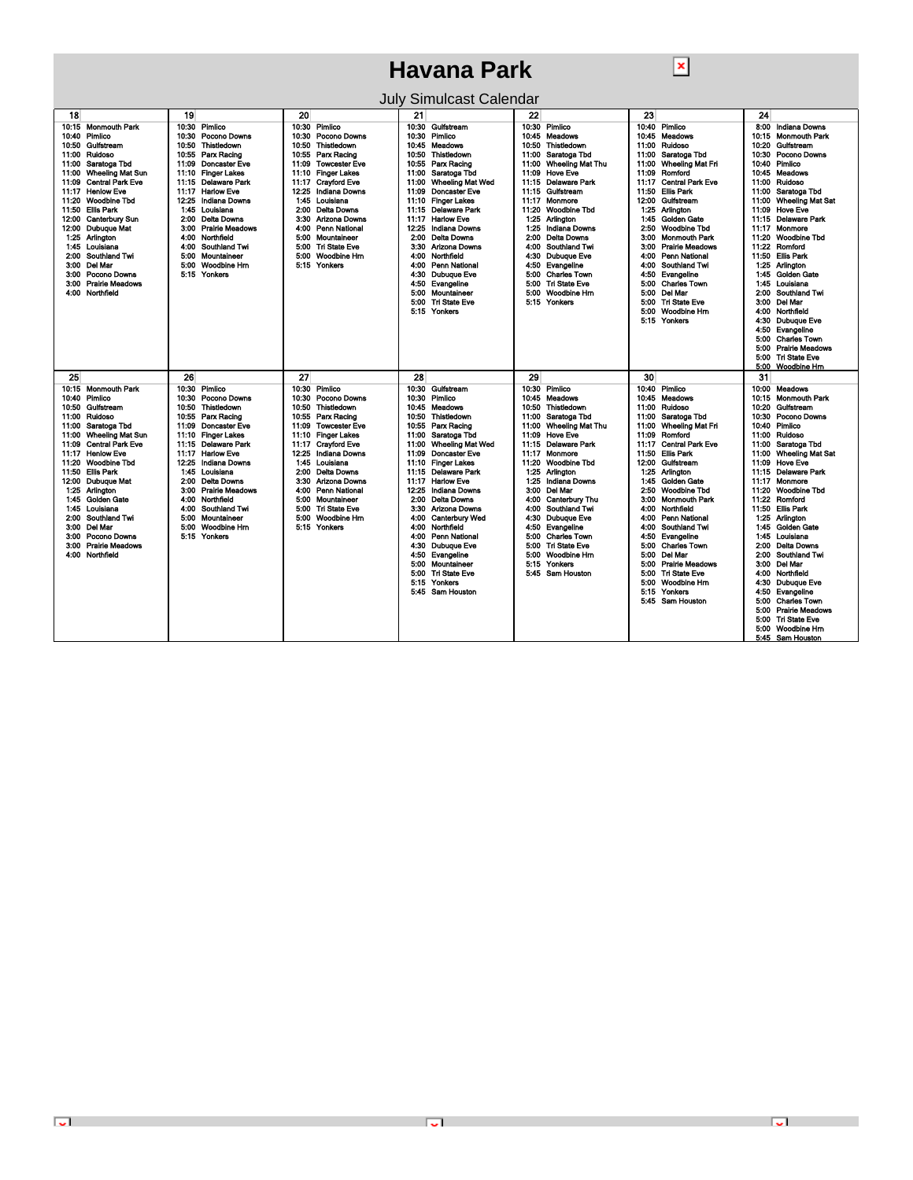# Havana Park

July Simulcast Calendar

| 18 | 19 | 20 | 21 | 22 | 23 | 24 |
|---|---|---|---|---|---|---|
| 10:15 Monmouth Park<br>10:40 Pimlico<br>10:50 Gulfstream<br>11:00 Ruidoso<br>11:00 Saratoga Tbd<br>11:00 Wheeling Mat Sun<br>11:09 Central Park Eve<br>11:17 Henlow Eve<br>11:20 Woodbine Tbd<br>11:50 Ellis Park<br>12:00 Canterbury Sun<br>12:00 Dubuque Mat<br>1:25 Arlington<br>1:45 Louisiana<br>2:00 Southland Twi<br>3:00 Del Mar<br>3:00 Pocono Downs<br>3:00 Prairie Meadows<br>4:00 Northfield | 10:30 Pimlico<br>10:30 Pocono Downs<br>10:50 Thistledown<br>10:55 Parx Racing<br>11:09 Doncaster Eve<br>11:10 Finger Lakes<br>11:15 Delaware Park<br>11:17 Harlow Eve<br>12:25 Indiana Downs<br>1:45 Louisiana<br>2:00 Delta Downs<br>3:00 Prairie Meadows<br>4:00 Northfield<br>4:00 Southland Twi<br>5:00 Mountaineer<br>5:00 Woodbine Hrn<br>5:15 Yonkers | 10:30 Pimlico<br>10:30 Pocono Downs<br>10:50 Thistledown<br>10:55 Parx Racing<br>11:09 Towcester Eve<br>11:10 Finger Lakes<br>11:17 Crayford Eve<br>12:25 Indiana Downs<br>1:45 Louisiana<br>2:00 Delta Downs<br>3:30 Arizona Downs<br>4:00 Penn National<br>5:00 Mountaineer<br>5:00 Tri State Eve<br>5:00 Woodbine Hrn<br>5:15 Yonkers | 10:30 Gulfstream<br>10:30 Pimlico<br>10:45 Meadows<br>10:50 Thistledown<br>10:55 Parx Racing<br>11:00 Saratoga Tbd<br>11:00 Wheeling Mat Wed<br>11:09 Doncaster Eve<br>11:10 Finger Lakes<br>11:15 Delaware Park<br>11:17 Harlow Eve<br>12:25 Indiana Downs<br>2:00 Delta Downs<br>3:30 Arizona Downs<br>4:00 Northfield<br>4:00 Penn National<br>4:30 Dubuque Eve<br>4:50 Evangeline<br>5:00 Mountaineer<br>5:00 Tri State Eve<br>5:15 Yonkers | 10:30 Pimlico<br>10:45 Meadows<br>10:50 Thistledown<br>11:00 Saratoga Tbd<br>11:00 Wheeling Mat Thu<br>11:09 Hove Eve<br>11:15 Delaware Park<br>11:15 Gulfstream<br>11:17 Monmore<br>11:20 Woodbine Tbd<br>1:25 Arlington<br>1:25 Indiana Downs<br>2:00 Delta Downs<br>4:00 Southland Twi<br>4:30 Dubuque Eve<br>4:50 Evangeline<br>5:00 Charles Town<br>5:00 Tri State Eve<br>5:00 Woodbine Hrn<br>5:15 Yonkers | 10:40 Pimlico<br>10:45 Meadows<br>11:00 Ruidoso<br>11:00 Saratoga Tbd<br>11:00 Wheeling Mat Fri<br>11:09 Romford<br>11:17 Central Park Eve<br>11:50 Ellis Park<br>12:00 Gulfstream<br>1:25 Arlington<br>1:45 Golden Gate<br>2:50 Woodbine Tbd<br>3:00 Monmouth Park<br>3:00 Prairie Meadows<br>4:00 Penn National<br>4:00 Southland Twi<br>4:50 Evangeline<br>5:00 Charles Town<br>5:00 Del Mar<br>5:00 Tri State Eve<br>5:00 Woodbine Hrn<br>5:15 Yonkers | 8:00 Indiana Downs<br>10:15 Monmouth Park<br>10:20 Gulfstream<br>10:30 Pocono Downs<br>10:40 Pimlico<br>10:45 Meadows<br>11:00 Ruidoso<br>11:00 Saratoga Tbd<br>11:00 Wheeling Mat Sat<br>11:09 Hove Eve<br>11:15 Delaware Park<br>11:17 Monmore<br>11:20 Woodbine Tbd<br>11:22 Romford<br>11:50 Ellis Park<br>1:25 Arlington<br>1:45 Golden Gate<br>1:45 Louisiana<br>2:00 Southland Twi<br>3:00 Del Mar<br>4:00 Northfield<br>4:30 Dubuque Eve<br>4:50 Evangeline<br>5:00 Charles Town<br>5:00 Prairie Meadows<br>5:00 Tri State Eve<br>5:00 Woodbine Hrn |
| **25** | **26** | **27** | **28** | **29** | **30** | **31** |
| 10:15 Monmouth Park<br>10:40 Pimlico<br>10:50 Gulfstream<br>11:00 Ruidoso<br>11:00 Saratoga Tbd<br>11:00 Wheeling Mat Sun<br>11:09 Central Park Eve<br>11:17 Henlow Eve<br>11:20 Woodbine Tbd<br>11:50 Ellis Park<br>12:00 Dubuque Mat<br>1:25 Arlington<br>1:45 Golden Gate<br>1:45 Louisiana<br>2:00 Southland Twi<br>3:00 Del Mar<br>3:00 Pocono Downs<br>3:00 Prairie Meadows<br>4:00 Northfield | 10:30 Pimlico<br>10:30 Pocono Downs<br>10:50 Thistledown<br>10:55 Parx Racing<br>11:09 Doncaster Eve<br>11:10 Finger Lakes<br>11:15 Delaware Park<br>11:17 Harlow Eve<br>12:25 Indiana Downs<br>1:45 Louisiana<br>2:00 Delta Downs<br>3:00 Prairie Meadows<br>4:00 Northfield<br>4:00 Southland Twi<br>5:00 Mountaineer<br>5:00 Woodbine Hrn<br>5:15 Yonkers | 10:30 Pimlico<br>10:30 Pocono Downs<br>10:50 Thistledown<br>10:55 Parx Racing<br>11:09 Towcester Eve<br>11:10 Finger Lakes<br>11:17 Crayford Eve<br>12:25 Indiana Downs<br>1:45 Louisiana<br>2:00 Delta Downs<br>3:30 Arizona Downs<br>4:00 Penn National<br>5:00 Mountaineer<br>5:00 Tri State Eve<br>5:00 Woodbine Hrn<br>5:15 Yonkers | 10:30 Gulfstream<br>10:30 Pimlico<br>10:45 Meadows<br>10:50 Thistledown<br>10:55 Parx Racing<br>11:00 Saratoga Tbd<br>11:00 Wheeling Mat Wed<br>11:09 Doncaster Eve<br>11:10 Finger Lakes<br>11:15 Delaware Park<br>11:17 Harlow Eve<br>12:25 Indiana Downs<br>2:00 Delta Downs<br>3:30 Arizona Downs<br>4:00 Canterbury Wed<br>4:00 Northfield<br>4:00 Penn National<br>4:30 Dubuque Eve<br>4:50 Evangeline<br>5:00 Mountaineer<br>5:00 Tri State Eve<br>5:15 Yonkers<br>5:45 Sam Houston | 10:30 Pimlico<br>10:45 Meadows<br>10:50 Thistledown<br>11:00 Saratoga Tbd<br>11:00 Wheeling Mat Thu<br>11:09 Hove Eve<br>11:15 Delaware Park<br>11:17 Monmore<br>11:20 Woodbine Tbd<br>1:25 Arlington<br>1:25 Indiana Downs<br>3:00 Del Mar<br>4:00 Canterbury Thu<br>4:00 Southland Twi<br>4:30 Dubuque Eve<br>4:50 Evangeline<br>5:00 Charles Town<br>5:00 Tri State Eve<br>5:00 Woodbine Hrn<br>5:15 Yonkers<br>5:45 Sam Houston | 10:40 Pimlico<br>10:45 Meadows<br>11:00 Ruidoso<br>11:00 Saratoga Tbd<br>11:00 Wheeling Mat Fri<br>11:09 Romford<br>11:17 Central Park Eve<br>11:50 Ellis Park<br>12:00 Gulfstream<br>1:25 Arlington<br>1:45 Golden Gate<br>2:50 Woodbine Tbd<br>3:00 Monmouth Park<br>4:00 Northfield<br>4:00 Penn National<br>4:00 Southland Twi<br>4:50 Evangeline<br>5:00 Charles Town<br>5:00 Del Mar<br>5:00 Prairie Meadows<br>5:00 Tri State Eve<br>5:00 Woodbine Hrn<br>5:15 Yonkers<br>5:45 Sam Houston | 10:00 Meadows<br>10:15 Monmouth Park<br>10:20 Gulfstream<br>10:30 Pocono Downs<br>10:40 Pimlico<br>11:00 Ruidoso<br>11:00 Saratoga Tbd<br>11:00 Wheeling Mat Sat<br>11:09 Hove Eve<br>11:15 Delaware Park<br>11:17 Monmore<br>11:20 Woodbine Tbd<br>11:22 Romford<br>11:50 Ellis Park<br>1:25 Arlington<br>1:45 Golden Gate<br>1:45 Louisiana<br>2:00 Delta Downs<br>2:00 Southland Twi<br>3:00 Del Mar<br>4:00 Northfield<br>4:30 Dubuque Eve<br>4:50 Evangeline<br>5:00 Charles Town<br>5:00 Prairie Meadows<br>5:00 Tri State Eve<br>5:00 Woodbine Hrn<br>5:45 Sam Houston |